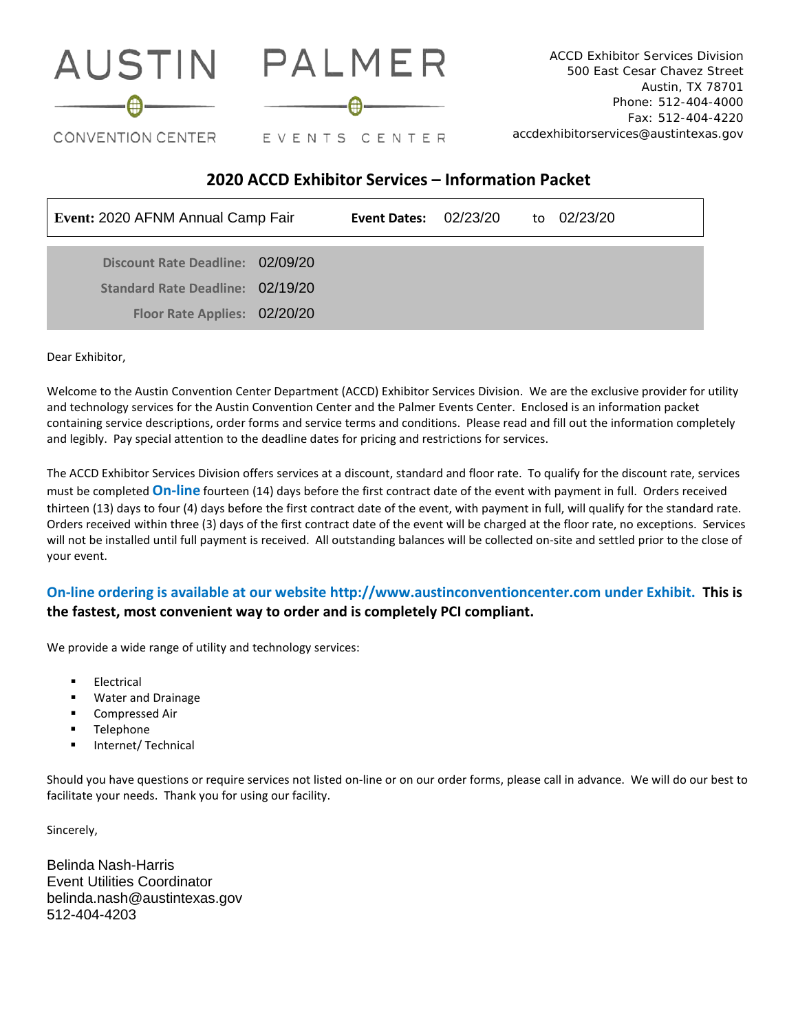AUSTIN CONVENTION CENTER

PALMER EVENTS CENTER

ACCD Exhibitor Services Division
500 East Cesar Chavez Street
Austin, TX 78701
Phone: 512-404-4000
Fax: 512-404-4220
accdexhibitorservices@austintexas.gov

## 2020 ACCD Exhibitor Services – Information Packet

**Event:** 2020 AFNM Annual Camp Fair **Event Dates:** 02/23/20 to 02/23/20

**Discount Rate Deadline:** 02/09/20
**Standard Rate Deadline:** 02/19/20
**Floor Rate Applies:** 02/20/20

Dear Exhibitor,

Welcome to the Austin Convention Center Department (ACCD) Exhibitor Services Division. We are the exclusive provider for utility and technology services for the Austin Convention Center and the Palmer Events Center. Enclosed is an information packet containing service descriptions, order forms and service terms and conditions. Please read and fill out the information completely and legibly. Pay special attention to the deadline dates for pricing and restrictions for services.

The ACCD Exhibitor Services Division offers services at a discount, standard and floor rate. To qualify for the discount rate, services must be completed **On-line** fourteen (14) days before the first contract date of the event with payment in full. Orders received thirteen (13) days to four (4) days before the first contract date of the event, with payment in full, will qualify for the standard rate. Orders received within three (3) days of the first contract date of the event will be charged at the floor rate, no exceptions. Services will not be installed until full payment is received. All outstanding balances will be collected on-site and settled prior to the close of your event.

**On-line ordering is available at our website http://www.austinconventioncenter.com under Exhibit. This is the fastest, most convenient way to order and is completely PCI compliant.**

We provide a wide range of utility and technology services:

- Electrical
- Water and Drainage
- Compressed Air
- Telephone
- Internet/ Technical

Should you have questions or require services not listed on-line or on our order forms, please call in advance. We will do our best to facilitate your needs. Thank you for using our facility.

Sincerely,

Belinda Nash-Harris
Event Utilities Coordinator
belinda.nash@austintexas.gov
512-404-4203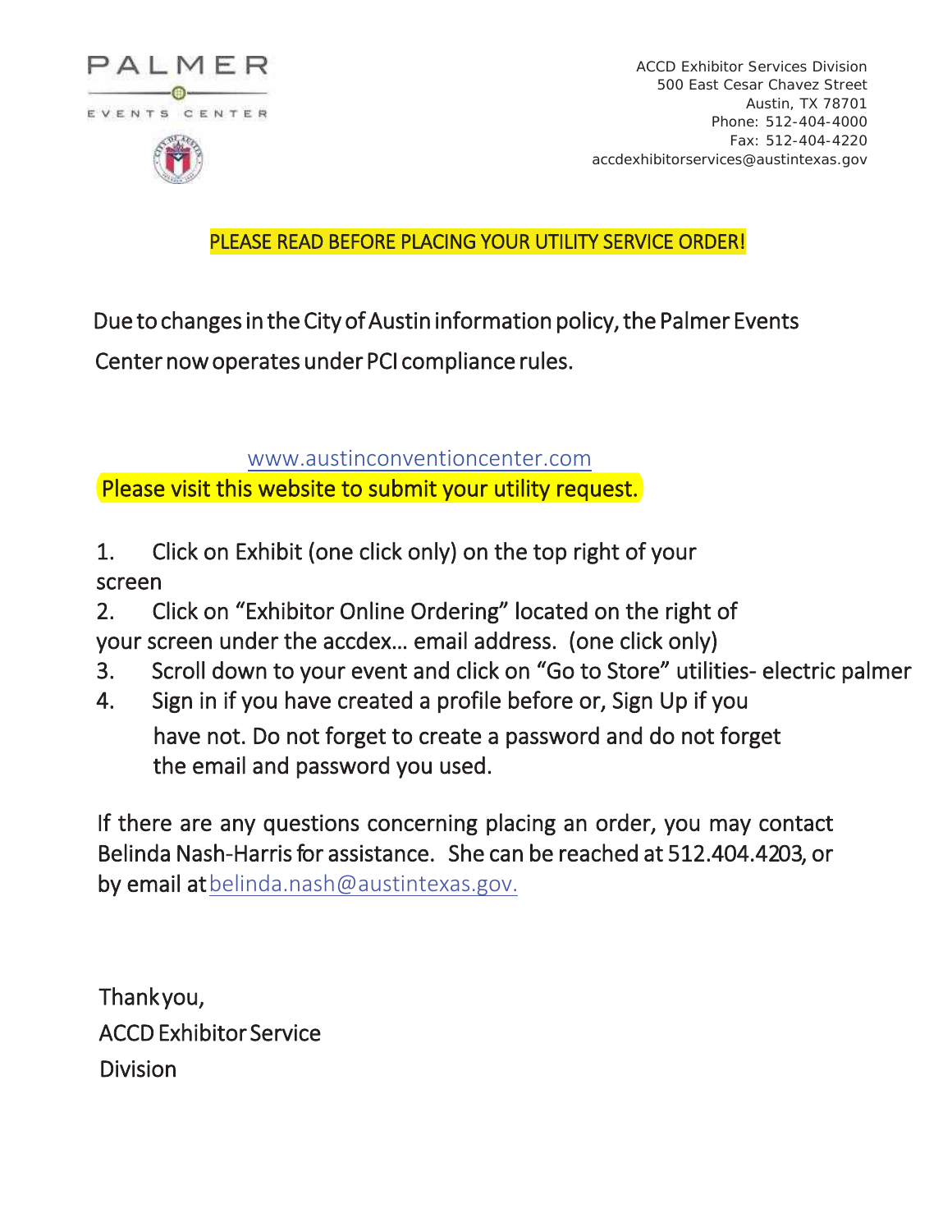PALMER

EVENTS CENTER

ACCD Exhibitor Services Division
500 East Cesar Chavez Street
Austin, TX 78701
Phone: 512-404-4000
Fax: 512-404-4220
accdexhibitorservices@austintexas.gov

**PLEASE READ BEFORE PLACING YOUR UTILITY SERVICE ORDER!**

Due to changes in the City of Austin information policy, the Palmer Events Center now operates under PCI compliance rules.

www.austinconventioncenter.com

**Please visit this website to submit your utility request.**

1. Click on Exhibit (one click only) on the top right of your screen
2. Click on "Exhibitor Online Ordering" located on the right of your screen under the accdex... email address. (one click only)
3. Scroll down to your event and click on "Go to Store" utilities- electric palmer
4. Sign in if you have created a profile before or, Sign Up if you have not. Do not forget to create a password and do not forget the email and password you used.

If there are any questions concerning placing an order, you may contact Belinda Nash-Harris for assistance. She can be reached at 512.404.4203, or by email at belinda.nash@austintexas.gov.

Thank you,
ACCD Exhibitor Service Division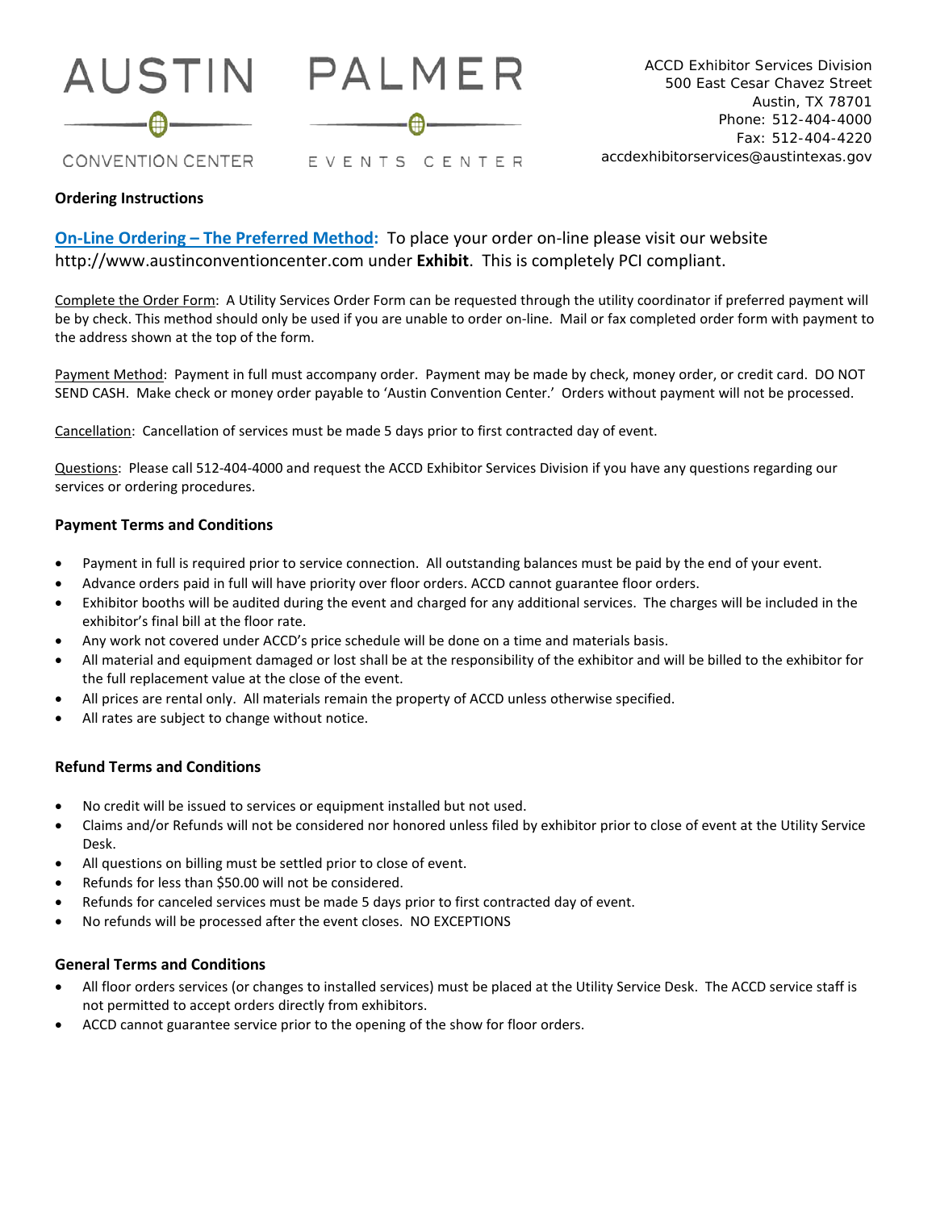AUSTIN CONVENTION CENTER

PALMER EVENTS CENTER

ACCD Exhibitor Services Division
500 East Cesar Chavez Street
Austin, TX 78701
Phone: 512-404-4000
Fax: 512-404-4220
accdexhibitorservices@austintexas.gov

**Ordering Instructions**

**On-Line Ordering – The Preferred Method:** To place your order on-line please visit our website http://www.austinconventioncenter.com under **Exhibit**. This is completely PCI compliant.

Complete the Order Form: A Utility Services Order Form can be requested through the utility coordinator if preferred payment will be by check. This method should only be used if you are unable to order on-line. Mail or fax completed order form with payment to the address shown at the top of the form.

Payment Method: Payment in full must accompany order. Payment may be made by check, money order, or credit card. DO NOT SEND CASH. Make check or money order payable to 'Austin Convention Center.' Orders without payment will not be processed.

Cancellation: Cancellation of services must be made 5 days prior to first contracted day of event.

Questions: Please call 512-404-4000 and request the ACCD Exhibitor Services Division if you have any questions regarding our services or ordering procedures.

**Payment Terms and Conditions**

- Payment in full is required prior to service connection. All outstanding balances must be paid by the end of your event.
- Advance orders paid in full will have priority over floor orders. ACCD cannot guarantee floor orders.
- Exhibitor booths will be audited during the event and charged for any additional services. The charges will be included in the exhibitor's final bill at the floor rate.
- Any work not covered under ACCD's price schedule will be done on a time and materials basis.
- All material and equipment damaged or lost shall be at the responsibility of the exhibitor and will be billed to the exhibitor for the full replacement value at the close of the event.
- All prices are rental only. All materials remain the property of ACCD unless otherwise specified.
- All rates are subject to change without notice.

**Refund Terms and Conditions**

- No credit will be issued to services or equipment installed but not used.
- Claims and/or Refunds will not be considered nor honored unless filed by exhibitor prior to close of event at the Utility Service Desk.
- All questions on billing must be settled prior to close of event.
- Refunds for less than $50.00 will not be considered.
- Refunds for canceled services must be made 5 days prior to first contracted day of event.
- No refunds will be processed after the event closes. NO EXCEPTIONS

**General Terms and Conditions**

- All floor orders services (or changes to installed services) must be placed at the Utility Service Desk. The ACCD service staff is not permitted to accept orders directly from exhibitors.
- ACCD cannot guarantee service prior to the opening of the show for floor orders.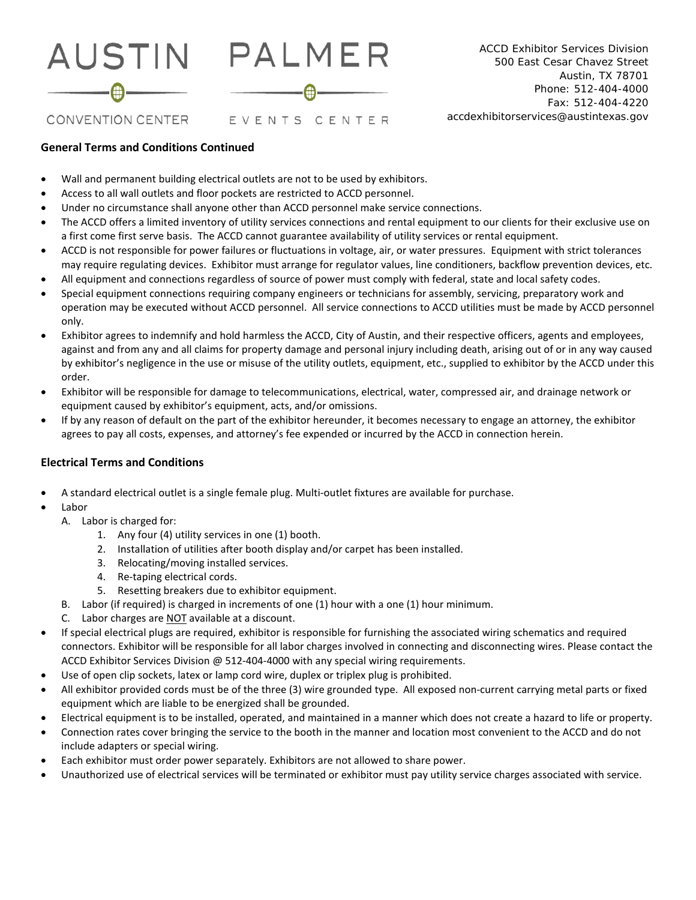## General Terms and Conditions Continued

- Wall and permanent building electrical outlets are not to be used by exhibitors.
- Access to all wall outlets and floor pockets are restricted to ACCD personnel.
- Under no circumstance shall anyone other than ACCD personnel make service connections.
- The ACCD offers a limited inventory of utility services connections and rental equipment to our clients for their exclusive use on a first come first serve basis. The ACCD cannot guarantee availability of utility services or rental equipment.
- ACCD is not responsible for power failures or fluctuations in voltage, air, or water pressures. Equipment with strict tolerances may require regulating devices. Exhibitor must arrange for regulator values, line conditioners, backflow prevention devices, etc.
- All equipment and connections regardless of source of power must comply with federal, state and local safety codes.
- Special equipment connections requiring company engineers or technicians for assembly, servicing, preparatory work and operation may be executed without ACCD personnel. All service connections to ACCD utilities must be made by ACCD personnel only.
- Exhibitor agrees to indemnify and hold harmless the ACCD, City of Austin, and their respective officers, agents and employees, against and from any and all claims for property damage and personal injury including death, arising out of or in any way caused by exhibitor's negligence in the use or misuse of the utility outlets, equipment, etc., supplied to exhibitor by the ACCD under this order.
- Exhibitor will be responsible for damage to telecommunications, electrical, water, compressed air, and drainage network or equipment caused by exhibitor's equipment, acts, and/or omissions.
- If by any reason of default on the part of the exhibitor hereunder, it becomes necessary to engage an attorney, the exhibitor agrees to pay all costs, expenses, and attorney's fee expended or incurred by the ACCD in connection herein.

## Electrical Terms and Conditions

- A standard electrical outlet is a single female plug. Multi-outlet fixtures are available for purchase.
- Labor
  - A. Labor is charged for:
    1. Any four (4) utility services in one (1) booth.
    2. Installation of utilities after booth display and/or carpet has been installed.
    3. Relocating/moving installed services.
    4. Re-taping electrical cords.
    5. Resetting breakers due to exhibitor equipment.
  - B. Labor (if required) is charged in increments of one (1) hour with a one (1) hour minimum.
  - C. Labor charges are NOT available at a discount.
- If special electrical plugs are required, exhibitor is responsible for furnishing the associated wiring schematics and required connectors. Exhibitor will be responsible for all labor charges involved in connecting and disconnecting wires. Please contact the ACCD Exhibitor Services Division @ 512-404-4000 with any special wiring requirements.
- Use of open clip sockets, latex or lamp cord wire, duplex or triplex plug is prohibited.
- All exhibitor provided cords must be of the three (3) wire grounded type. All exposed non-current carrying metal parts or fixed equipment which are liable to be energized shall be grounded.
- Electrical equipment is to be installed, operated, and maintained in a manner which does not create a hazard to life or property.
- Connection rates cover bringing the service to the booth in the manner and location most convenient to the ACCD and do not include adapters or special wiring.
- Each exhibitor must order power separately. Exhibitors are not allowed to share power.
- Unauthorized use of electrical services will be terminated or exhibitor must pay utility service charges associated with service.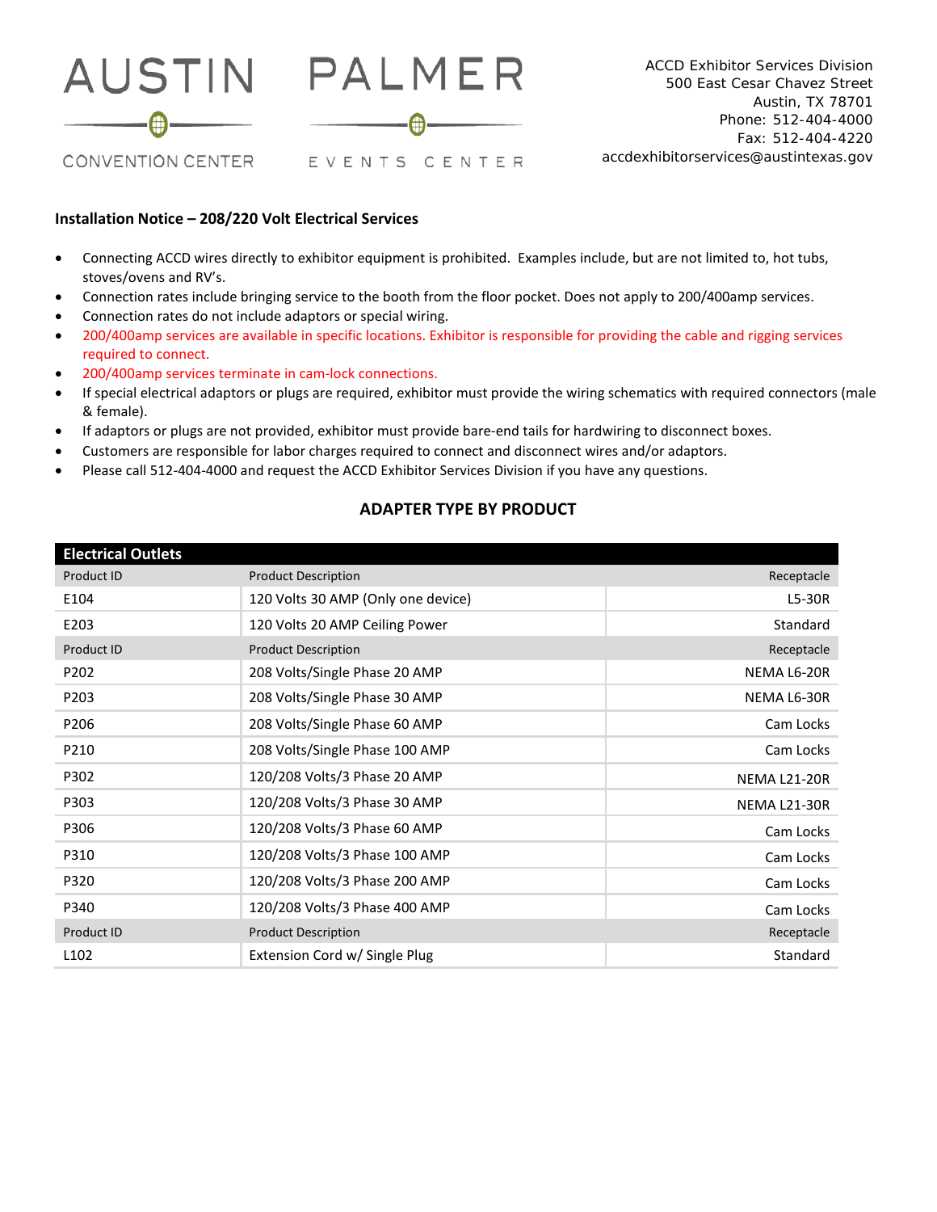AUSTIN CONVENTION CENTER

PALMER EVENTS CENTER

ACCD Exhibitor Services Division
500 East Cesar Chavez Street
Austin, TX 78701
Phone: 512-404-4000
Fax: 512-404-4220
accdexhibitorservices@austintexas.gov

**Installation Notice – 208/220 Volt Electrical Services**

- Connecting ACCD wires directly to exhibitor equipment is prohibited. Examples include, but are not limited to, hot tubs, stoves/ovens and RV's.
- Connection rates include bringing service to the booth from the floor pocket. Does not apply to 200/400amp services.
- Connection rates do not include adaptors or special wiring.
- 200/400amp services are available in specific locations. Exhibitor is responsible for providing the cable and rigging services required to connect.
- 200/400amp services terminate in cam-lock connections.
- If special electrical adaptors or plugs are required, exhibitor must provide the wiring schematics with required connectors (male & female).
- If adaptors or plugs are not provided, exhibitor must provide bare-end tails for hardwiring to disconnect boxes.
- Customers are responsible for labor charges required to connect and disconnect wires and/or adaptors.
- Please call 512-404-4000 and request the ACCD Exhibitor Services Division if you have any questions.

## ADAPTER TYPE BY PRODUCT

| Electrical Outlets | | |
|---|---|---|
| Product ID | Product Description | Receptacle |
| E104 | 120 Volts 30 AMP (Only one device) | L5-30R |
| E203 | 120 Volts 20 AMP Ceiling Power | Standard |
| Product ID | Product Description | Receptacle |
| P202 | 208 Volts/Single Phase 20 AMP | NEMA L6-20R |
| P203 | 208 Volts/Single Phase 30 AMP | NEMA L6-30R |
| P206 | 208 Volts/Single Phase 60 AMP | Cam Locks |
| P210 | 208 Volts/Single Phase 100 AMP | Cam Locks |
| P302 | 120/208 Volts/3 Phase 20 AMP | NEMA L21-20R |
| P303 | 120/208 Volts/3 Phase 30 AMP | NEMA L21-30R |
| P306 | 120/208 Volts/3 Phase 60 AMP | Cam Locks |
| P310 | 120/208 Volts/3 Phase 100 AMP | Cam Locks |
| P320 | 120/208 Volts/3 Phase 200 AMP | Cam Locks |
| P340 | 120/208 Volts/3 Phase 400 AMP | Cam Locks |
| Product ID | Product Description | Receptacle |
| L102 | Extension Cord w/ Single Plug | Standard |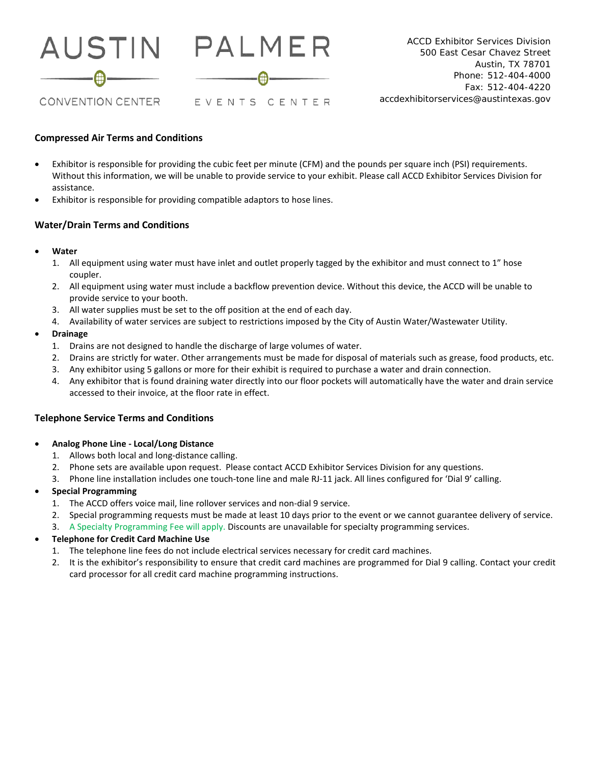AUSTIN CONVENTION CENTER

PALMER EVENTS CENTER

ACCD Exhibitor Services Division
500 East Cesar Chavez Street
Austin, TX 78701
Phone: 512-404-4000
Fax: 512-404-4220
accdexhibitorservices@austintexas.gov

### Compressed Air Terms and Conditions

- Exhibitor is responsible for providing the cubic feet per minute (CFM) and the pounds per square inch (PSI) requirements. Without this information, we will be unable to provide service to your exhibit. Please call ACCD Exhibitor Services Division for assistance.
- Exhibitor is responsible for providing compatible adaptors to hose lines.

### Water/Drain Terms and Conditions

- **Water**
  1. All equipment using water must have inlet and outlet properly tagged by the exhibitor and must connect to 1" hose coupler.
  2. All equipment using water must include a backflow prevention device. Without this device, the ACCD will be unable to provide service to your booth.
  3. All water supplies must be set to the off position at the end of each day.
  4. Availability of water services are subject to restrictions imposed by the City of Austin Water/Wastewater Utility.
- **Drainage**
  1. Drains are not designed to handle the discharge of large volumes of water.
  2. Drains are strictly for water. Other arrangements must be made for disposal of materials such as grease, food products, etc.
  3. Any exhibitor using 5 gallons or more for their exhibit is required to purchase a water and drain connection.
  4. Any exhibitor that is found draining water directly into our floor pockets will automatically have the water and drain service accessed to their invoice, at the floor rate in effect.

### Telephone Service Terms and Conditions

- **Analog Phone Line - Local/Long Distance**
  1. Allows both local and long-distance calling.
  2. Phone sets are available upon request. Please contact ACCD Exhibitor Services Division for any questions.
  3. Phone line installation includes one touch-tone line and male RJ-11 jack. All lines configured for 'Dial 9' calling.
- **Special Programming**
  1. The ACCD offers voice mail, line rollover services and non-dial 9 service.
  2. Special programming requests must be made at least 10 days prior to the event or we cannot guarantee delivery of service.
  3. A Specialty Programming Fee will apply. Discounts are unavailable for specialty programming services.
- **Telephone for Credit Card Machine Use**
  1. The telephone line fees do not include electrical services necessary for credit card machines.
  2. It is the exhibitor's responsibility to ensure that credit card machines are programmed for Dial 9 calling. Contact your credit card processor for all credit card machine programming instructions.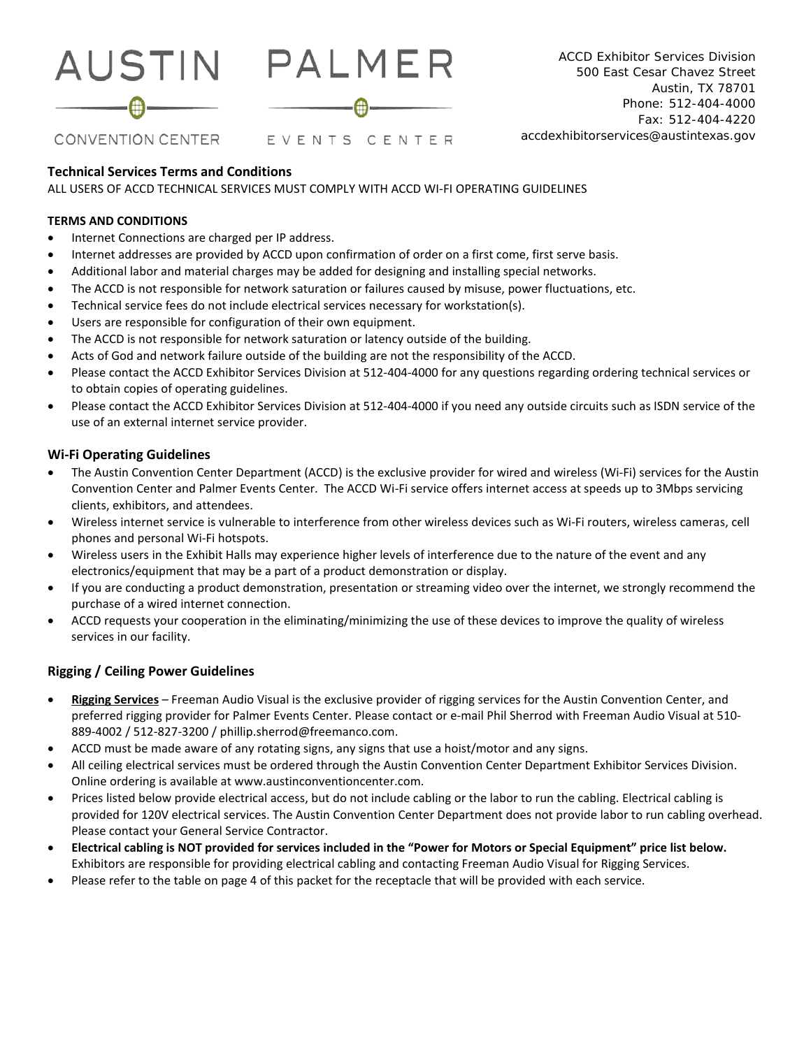AUSTIN CONVENTION CENTER

PALMER EVENTS CENTER

ACCD Exhibitor Services Division
500 East Cesar Chavez Street
Austin, TX 78701
Phone: 512-404-4000
Fax: 512-404-4220
accdexhibitorservices@austintexas.gov

## Technical Services Terms and Conditions

ALL USERS OF ACCD TECHNICAL SERVICES MUST COMPLY WITH ACCD WI-FI OPERATING GUIDELINES

**TERMS AND CONDITIONS**

- Internet Connections are charged per IP address.
- Internet addresses are provided by ACCD upon confirmation of order on a first come, first serve basis.
- Additional labor and material charges may be added for designing and installing special networks.
- The ACCD is not responsible for network saturation or failures caused by misuse, power fluctuations, etc.
- Technical service fees do not include electrical services necessary for workstation(s).
- Users are responsible for configuration of their own equipment.
- The ACCD is not responsible for network saturation or latency outside of the building.
- Acts of God and network failure outside of the building are not the responsibility of the ACCD.
- Please contact the ACCD Exhibitor Services Division at 512-404-4000 for any questions regarding ordering technical services or to obtain copies of operating guidelines.
- Please contact the ACCD Exhibitor Services Division at 512-404-4000 if you need any outside circuits such as ISDN service of the use of an external internet service provider.

## Wi-Fi Operating Guidelines

- The Austin Convention Center Department (ACCD) is the exclusive provider for wired and wireless (Wi-Fi) services for the Austin Convention Center and Palmer Events Center. The ACCD Wi-Fi service offers internet access at speeds up to 3Mbps servicing clients, exhibitors, and attendees.
- Wireless internet service is vulnerable to interference from other wireless devices such as Wi-Fi routers, wireless cameras, cell phones and personal Wi-Fi hotspots.
- Wireless users in the Exhibit Halls may experience higher levels of interference due to the nature of the event and any electronics/equipment that may be a part of a product demonstration or display.
- If you are conducting a product demonstration, presentation or streaming video over the internet, we strongly recommend the purchase of a wired internet connection.
- ACCD requests your cooperation in the eliminating/minimizing the use of these devices to improve the quality of wireless services in our facility.

## Rigging / Ceiling Power Guidelines

- **Rigging Services** – Freeman Audio Visual is the exclusive provider of rigging services for the Austin Convention Center, and preferred rigging provider for Palmer Events Center. Please contact or e-mail Phil Sherrod with Freeman Audio Visual at 510-889-4002 / 512-827-3200 / phillip.sherrod@freemanco.com.
- ACCD must be made aware of any rotating signs, any signs that use a hoist/motor and any signs.
- All ceiling electrical services must be ordered through the Austin Convention Center Department Exhibitor Services Division. Online ordering is available at www.austinconventioncenter.com.
- Prices listed below provide electrical access, but do not include cabling or the labor to run the cabling. Electrical cabling is provided for 120V electrical services. The Austin Convention Center Department does not provide labor to run cabling overhead. Please contact your General Service Contractor.
- **Electrical cabling is NOT provided for services included in the "Power for Motors or Special Equipment" price list below.** Exhibitors are responsible for providing electrical cabling and contacting Freeman Audio Visual for Rigging Services.
- Please refer to the table on page 4 of this packet for the receptacle that will be provided with each service.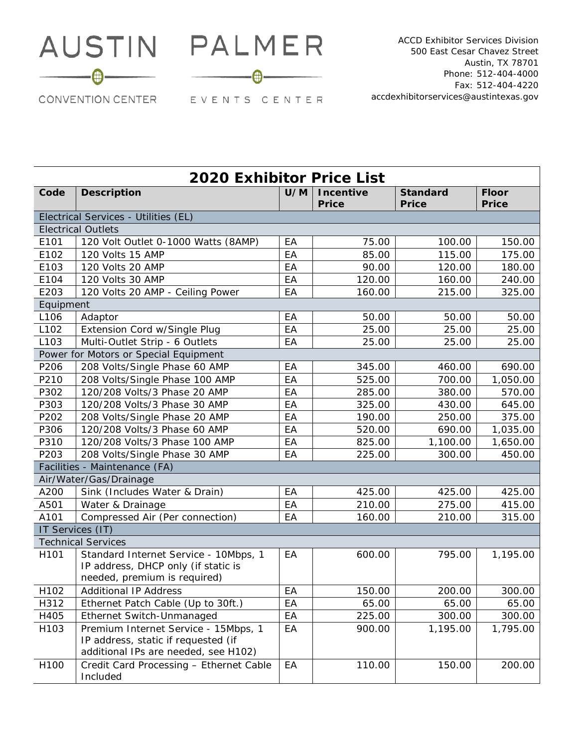AUSTIN CONVENTION CENTER

PALMER EVENTS CENTER

ACCD Exhibitor Services Division
500 East Cesar Chavez Street
Austin, TX 78701
Phone: 512-404-4000
Fax: 512-404-4220
accdexhibitorservices@austintexas.gov

## 2020 Exhibitor Price List

| Code | Description | U/M | Incentive Price | Standard Price | Floor Price |
|---|---|---|---|---|---|
| Electrical Services - Utilities (EL) | | | | | |
| Electrical Outlets | | | | | |
| E101 | 120 Volt Outlet 0-1000 Watts (8AMP) | EA | 75.00 | 100.00 | 150.00 |
| E102 | 120 Volts 15 AMP | EA | 85.00 | 115.00 | 175.00 |
| E103 | 120 Volts 20 AMP | EA | 90.00 | 120.00 | 180.00 |
| E104 | 120 Volts 30 AMP | EA | 120.00 | 160.00 | 240.00 |
| E203 | 120 Volts 20 AMP - Ceiling Power | EA | 160.00 | 215.00 | 325.00 |
| Equipment | | | | | |
| L106 | Adaptor | EA | 50.00 | 50.00 | 50.00 |
| L102 | Extension Cord w/Single Plug | EA | 25.00 | 25.00 | 25.00 |
| L103 | Multi-Outlet Strip - 6 Outlets | EA | 25.00 | 25.00 | 25.00 |
| Power for Motors or Special Equipment | | | | | |
| P206 | 208 Volts/Single Phase 60 AMP | EA | 345.00 | 460.00 | 690.00 |
| P210 | 208 Volts/Single Phase 100 AMP | EA | 525.00 | 700.00 | 1,050.00 |
| P302 | 120/208 Volts/3 Phase 20 AMP | EA | 285.00 | 380.00 | 570.00 |
| P303 | 120/208 Volts/3 Phase 30 AMP | EA | 325.00 | 430.00 | 645.00 |
| P202 | 208 Volts/Single Phase 20 AMP | EA | 190.00 | 250.00 | 375.00 |
| P306 | 120/208 Volts/3 Phase 60 AMP | EA | 520.00 | 690.00 | 1,035.00 |
| P310 | 120/208 Volts/3 Phase 100 AMP | EA | 825.00 | 1,100.00 | 1,650.00 |
| P203 | 208 Volts/Single Phase 30 AMP | EA | 225.00 | 300.00 | 450.00 |
| Facilities - Maintenance (FA) | | | | | |
| Air/Water/Gas/Drainage | | | | | |
| A200 | Sink (Includes Water & Drain) | EA | 425.00 | 425.00 | 425.00 |
| A501 | Water & Drainage | EA | 210.00 | 275.00 | 415.00 |
| A101 | Compressed Air (Per connection) | EA | 160.00 | 210.00 | 315.00 |
| IT Services (IT) | | | | | |
| Technical Services | | | | | |
| H101 | Standard Internet Service - 10Mbps, 1 IP address, DHCP only (if static is needed, premium is required) | EA | 600.00 | 795.00 | 1,195.00 |
| H102 | Additional IP Address | EA | 150.00 | 200.00 | 300.00 |
| H312 | Ethernet Patch Cable (Up to 30ft.) | EA | 65.00 | 65.00 | 65.00 |
| H405 | Ethernet Switch-Unmanaged | EA | 225.00 | 300.00 | 300.00 |
| H103 | Premium Internet Service - 15Mbps, 1 IP address, static if requested (if additional IPs are needed, see H102) | EA | 900.00 | 1,195.00 | 1,795.00 |
| H100 | Credit Card Processing – Ethernet Cable Included | EA | 110.00 | 150.00 | 200.00 |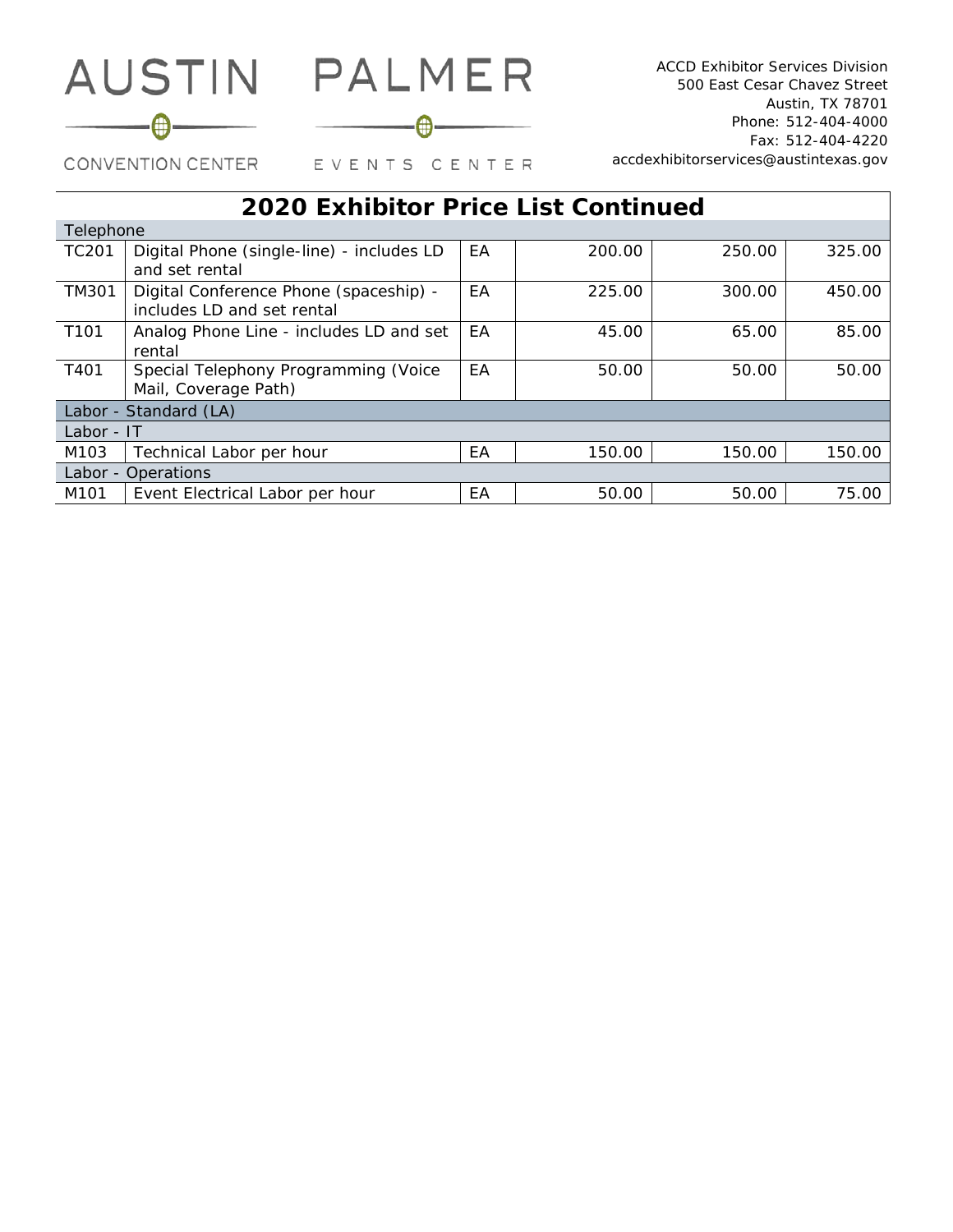AUSTIN CONVENTION CENTER

PALMER EVENTS CENTER

ACCD Exhibitor Services Division
500 East Cesar Chavez Street
Austin, TX 78701
Phone: 512-404-4000
Fax: 512-404-4220
accdexhibitorservices@austintexas.gov

## 2020 Exhibitor Price List Continued

| | | | | | |
|---|---|---|---|---|---|
| Telephone | | | | | |
| TC201 | Digital Phone (single-line) - includes LD and set rental | EA | 200.00 | 250.00 | 325.00 |
| TM301 | Digital Conference Phone (spaceship) - includes LD and set rental | EA | 225.00 | 300.00 | 450.00 |
| T101 | Analog Phone Line - includes LD and set rental | EA | 45.00 | 65.00 | 85.00 |
| T401 | Special Telephony Programming (Voice Mail, Coverage Path) | EA | 50.00 | 50.00 | 50.00 |
| Labor - Standard (LA) | | | | | |
| Labor - IT | | | | | |
| M103 | Technical Labor per hour | EA | 150.00 | 150.00 | 150.00 |
| Labor - Operations | | | | | |
| M101 | Event Electrical Labor per hour | EA | 50.00 | 50.00 | 75.00 |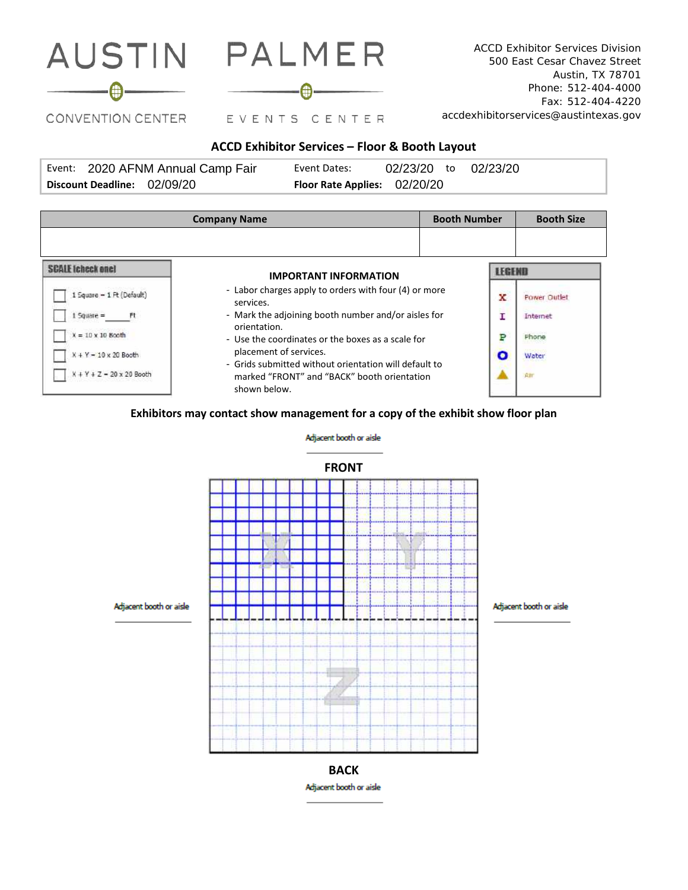AUSTIN CONVENTION CENTER

PALMER EVENTS CENTER

ACCD Exhibitor Services Division
500 East Cesar Chavez Street
Austin, TX 78701
Phone: 512-404-4000
Fax: 512-404-4220
accdexhibitorservices@austintexas.gov

## ACCD Exhibitor Services – Floor & Booth Layout

| Event: 2020 AFNM Annual Camp Fair | Event Dates: 02/23/20 to 02/23/20 |
|---|---|
| **Discount Deadline:** 02/09/20 | **Floor Rate Applies:** 02/20/20 |

| Company Name | Booth Number | Booth Size |
|---|---|---|
| | | |

**SCALE (check one)**

- ☐ 1 Square = 1 Ft (Default)
- ☐ 1 Square = _____ Ft
- ☐ X = 10 x 10 Booth
- ☐ X + Y = 10 x 20 Booth
- ☐ X + Y + Z = 20 x 20 Booth

**IMPORTANT INFORMATION**

- Labor charges apply to orders with four (4) or more services.
- Mark the adjoining booth number and/or aisles for orientation.
- Use the coordinates or the boxes as a scale for placement of services.
- Grids submitted without orientation will default to marked "FRONT" and "BACK" booth orientation shown below.

**LEGEND**

| Symbol | Meaning |
|---|---|
| X | Power Outlet |
| I | Internet |
| P | Phone |
| O | Water |
| ▲ | Air |

**Exhibitors may contact show management for a copy of the exhibit show floor plan**

Adjacent booth or aisle ______

**FRONT**

Adjacent booth or aisle ______ (left) | X | Y | Adjacent booth or aisle ______ (right)

Z

**BACK**

Adjacent booth or aisle ______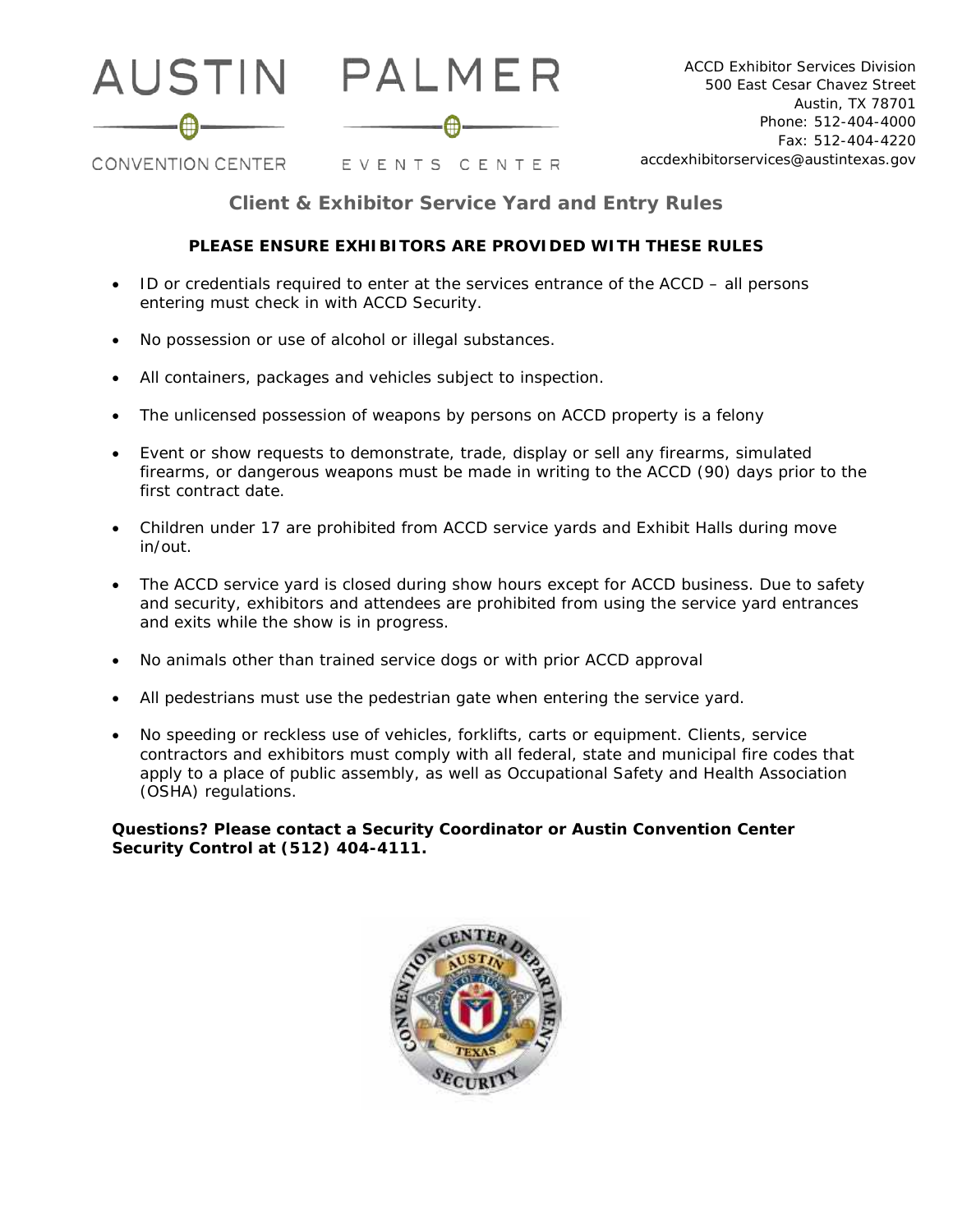AUSTIN CONVENTION CENTER

PALMER EVENTS CENTER

ACCD Exhibitor Services Division
500 East Cesar Chavez Street
Austin, TX 78701
Phone: 512-404-4000
Fax: 512-404-4220
accdexhibitorservices@austintexas.gov

## Client & Exhibitor Service Yard and Entry Rules

**PLEASE ENSURE EXHIBITORS ARE PROVIDED WITH THESE RULES**

- ID or credentials required to enter at the services entrance of the ACCD – all persons entering must check in with ACCD Security.
- No possession or use of alcohol or illegal substances.
- All containers, packages and vehicles subject to inspection.
- The unlicensed possession of weapons by persons on ACCD property is a felony
- Event or show requests to demonstrate, trade, display or sell any firearms, simulated firearms, or dangerous weapons must be made in writing to the ACCD (90) days prior to the first contract date.
- Children under 17 are prohibited from ACCD service yards and Exhibit Halls during move in/out.
- The ACCD service yard is closed during show hours except for ACCD business. Due to safety and security, exhibitors and attendees are prohibited from using the service yard entrances and exits while the show is in progress.
- No animals other than trained service dogs or with prior ACCD approval
- All pedestrians must use the pedestrian gate when entering the service yard.
- No speeding or reckless use of vehicles, forklifts, carts or equipment. Clients, service contractors and exhibitors must comply with all federal, state and municipal fire codes that apply to a place of public assembly, as well as Occupational Safety and Health Association (OSHA) regulations.

**Questions? Please contact a Security Coordinator or Austin Convention Center Security Control at (512) 404-4111.**